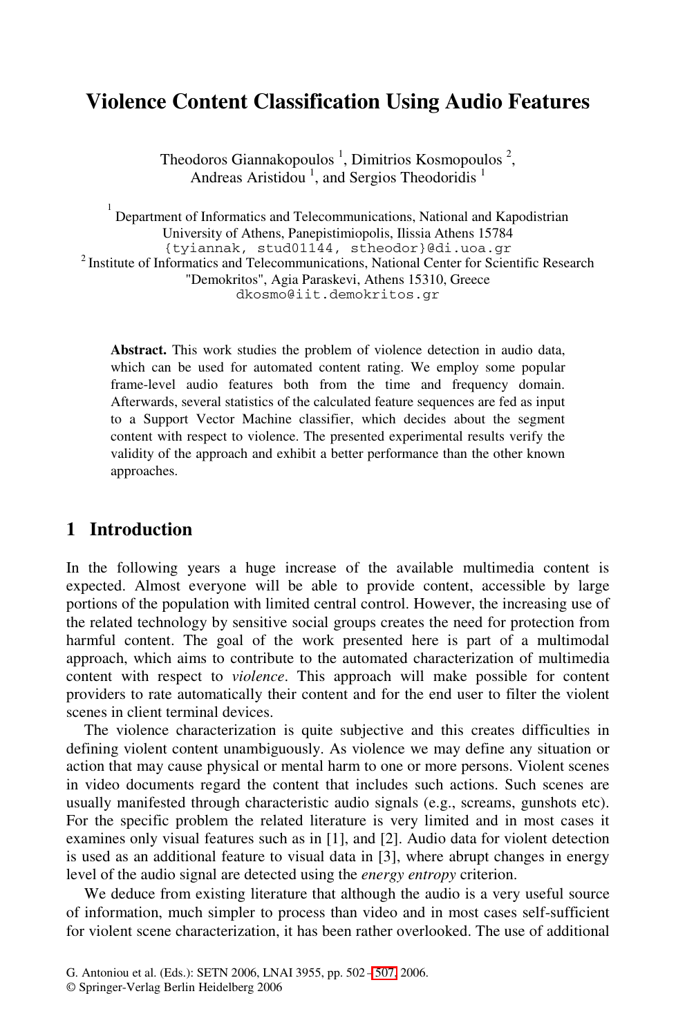# Violence Content Classification Using Audio Features

Theodoros Giannakopoulos [1], Dimitrios Kosmopoulos [2], Andreas Aristidou [1], and Sergios Theodoridis [1]

[1] Department of Informatics and Telecommunications, National and Kapodistrian University of Athens, Panepistimiopolis, Ilissia Athens 15784
{tyiannak, stud01144, stheodor}@di.uoa.gr
[2] Institute of Informatics and Telecommunications, National Center for Scientific Research "Demokritos", Agia Paraskevi, Athens 15310, Greece
dkosmo@iit.demokritos.gr

**Abstract.** This work studies the problem of violence detection in audio data, which can be used for automated content rating. We employ some popular frame-level audio features both from the time and frequency domain. Afterwards, several statistics of the calculated feature sequences are fed as input to a Support Vector Machine classifier, which decides about the segment content with respect to violence. The presented experimental results verify the validity of the approach and exhibit a better performance than the other known approaches.

## 1 Introduction

In the following years a huge increase of the available multimedia content is expected. Almost everyone will be able to provide content, accessible by large portions of the population with limited central control. However, the increasing use of the related technology by sensitive social groups creates the need for protection from harmful content. The goal of the work presented here is part of a multimodal approach, which aims to contribute to the automated characterization of multimedia content with respect to *violence*. This approach will make possible for content providers to rate automatically their content and for the end user to filter the violent scenes in client terminal devices.

The violence characterization is quite subjective and this creates difficulties in defining violent content unambiguously. As violence we may define any situation or action that may cause physical or mental harm to one or more persons. Violent scenes in video documents regard the content that includes such actions. Such scenes are usually manifested through characteristic audio signals (e.g., screams, gunshots etc). For the specific problem the related literature is very limited and in most cases it examines only visual features such as in [1], and [2]. Audio data for violent detection is used as an additional feature to visual data in [3], where abrupt changes in energy level of the audio signal are detected using the *energy entropy* criterion.

We deduce from existing literature that although the audio is a very useful source of information, much simpler to process than video and in most cases self-sufficient for violent scene characterization, it has been rather overlooked. The use of additional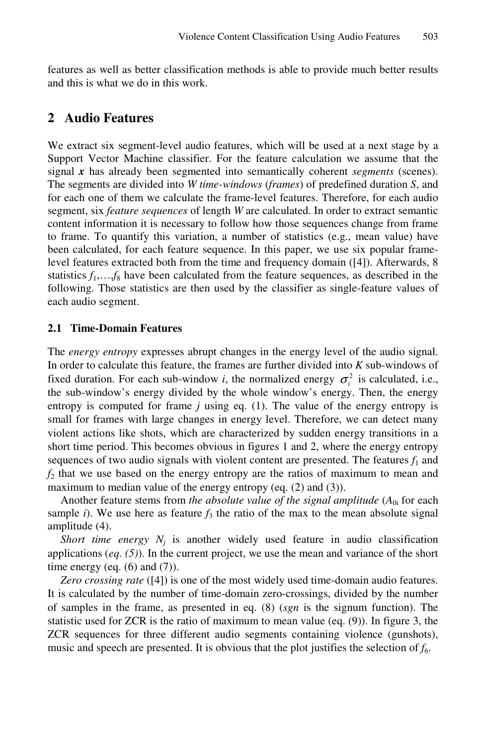features as well as better classification methods is able to provide much better results and this is what we do in this work.

## 2 Audio Features

We extract six segment-level audio features, which will be used at a next stage by a Support Vector Machine classifier. For the feature calculation we assume that the signal $\boldsymbol{x}$ has already been segmented into semantically coherent *segments* (scenes). The segments are divided into $W$ *time-windows* (*frames*) of predefined duration $S$, and for each one of them we calculate the frame-level features. Therefore, for each audio segment, six *feature sequences* of length $W$ are calculated. In order to extract semantic content information it is necessary to follow how those sequences change from frame to frame. To quantify this variation, a number of statistics (e.g., mean value) have been calculated, for each feature sequence. In this paper, we use six popular frame-level features extracted both from the time and frequency domain ([4]). Afterwards, 8 statistics $f_1,\ldots,f_8$ have been calculated from the feature sequences, as described in the following. Those statistics are then used by the classifier as single-feature values of each audio segment.

### 2.1 Time-Domain Features

The *energy entropy* expresses abrupt changes in the energy level of the audio signal. In order to calculate this feature, the frames are further divided into $K$ sub-windows of fixed duration. For each sub-window $i$, the normalized energy $\sigma_i^2$ is calculated, i.e., the sub-window's energy divided by the whole window's energy. Then, the energy entropy is computed for frame $j$ using eq. (1). The value of the energy entropy is small for frames with large changes in energy level. Therefore, we can detect many violent actions like shots, which are characterized by sudden energy transitions in a short time period. This becomes obvious in figures 1 and 2, where the energy entropy sequences of two audio signals with violent content are presented. The features $f_1$ and $f_2$ that we use based on the energy entropy are the ratios of maximum to mean and maximum to median value of the energy entropy (eq. (2) and (3)).

Another feature stems from *the absolute value of the signal amplitude* ($A_{0i}$ for each sample $i$). We use here as feature $f_3$ the ratio of the max to the mean absolute signal amplitude (4).

*Short time energy* $N_j$ is another widely used feature in audio classification applications (*eq. (5)*). In the current project, we use the mean and variance of the short time energy (eq. (6) and (7)).

*Zero crossing rate* ([4]) is one of the most widely used time-domain audio features. It is calculated by the number of time-domain zero-crossings, divided by the number of samples in the frame, as presented in eq. (8) (*sgn* is the signum function). The statistic used for ZCR is the ratio of maximum to mean value (eq. (9)). In figure 3, the ZCR sequences for three different audio segments containing violence (gunshots), music and speech are presented. It is obvious that the plot justifies the selection of $f_6$.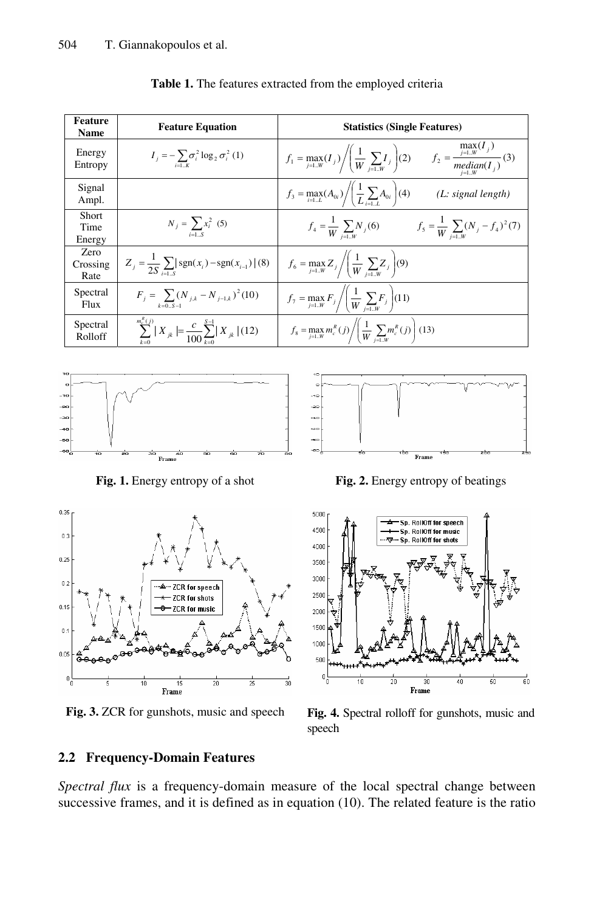**Table 1.** The features extracted from the employed criteria

| Feature Name | Feature Equation | Statistics (Single Features) |
|---|---|---|
| Energy Entropy | $I_j = -\sum_{i=1..K} \sigma_i^2 \log_2 \sigma_i^2$ (1) | $f_1 = \max_{j=1..W}(I_j) \Big/ \left( \frac{1}{W} \sum_{j=1..W} I_j \right)$ (2) $\quad f_2 = \frac{\max_{j=1..W}(I_j)}{median_{j=1..W}(I_j)}$ (3) |
| Signal Ampl. | | $f_3 = \max_{i=1..L}(A_{0i}) \Big/ \left( \frac{1}{L} \sum_{i=1..L} A_{0i} \right)$ (4) $\quad$ *(L: signal length)* |
| Short Time Energy | $N_j = \sum_{i=1..S} x_i^2$ (5) | $f_4 = \frac{1}{W} \sum_{j=1..W} N_j$ (6) $\quad f_5 = \frac{1}{W} \sum_{j=1..W} (N_j - f_4)^2$ (7) |
| Zero Crossing Rate | $Z_j = \frac{1}{2S} \sum_{i=1..S} \lvert \operatorname{sgn}(x_i) - \operatorname{sgn}(x_{i-1}) \rvert$ (8) | $f_6 = \max_{j=1..W} Z_j \Big/ \left( \frac{1}{W} \sum_{j=1..W} Z_j \right)$ (9) |
| Spectral Flux | $F_j = \sum_{k=0..S-1} (N_{j,k} - N_{j-1,k})^2$ (10) | $f_7 = \max_{j=1..W} F_j \Big/ \left( \frac{1}{W} \sum_{j=1..W} F_j \right)$ (11) |
| Spectral Rolloff | $\sum_{k=0}^{m_c^R(j)} \lvert X_{jk} \rvert = \frac{c}{100} \sum_{k=0}^{S-1} \lvert X_{jk} \rvert$ (12) | $f_8 = \max_{j=1..W} m_c^R(j) \Big/ \left( \frac{1}{W} \sum_{j=1..W} m_c^R(j) \right)$ (13) |

**Fig. 1.** Energy entropy of a shot

**Fig. 2.** Energy entropy of beatings

**Fig. 3.** ZCR for gunshots, music and speech

**Fig. 4.** Spectral rolloff for gunshots, music and speech

## 2.2 Frequency-Domain Features

*Spectral flux* is a frequency-domain measure of the local spectral change between successive frames, and it is defined as in equation (10). The related feature is the ratio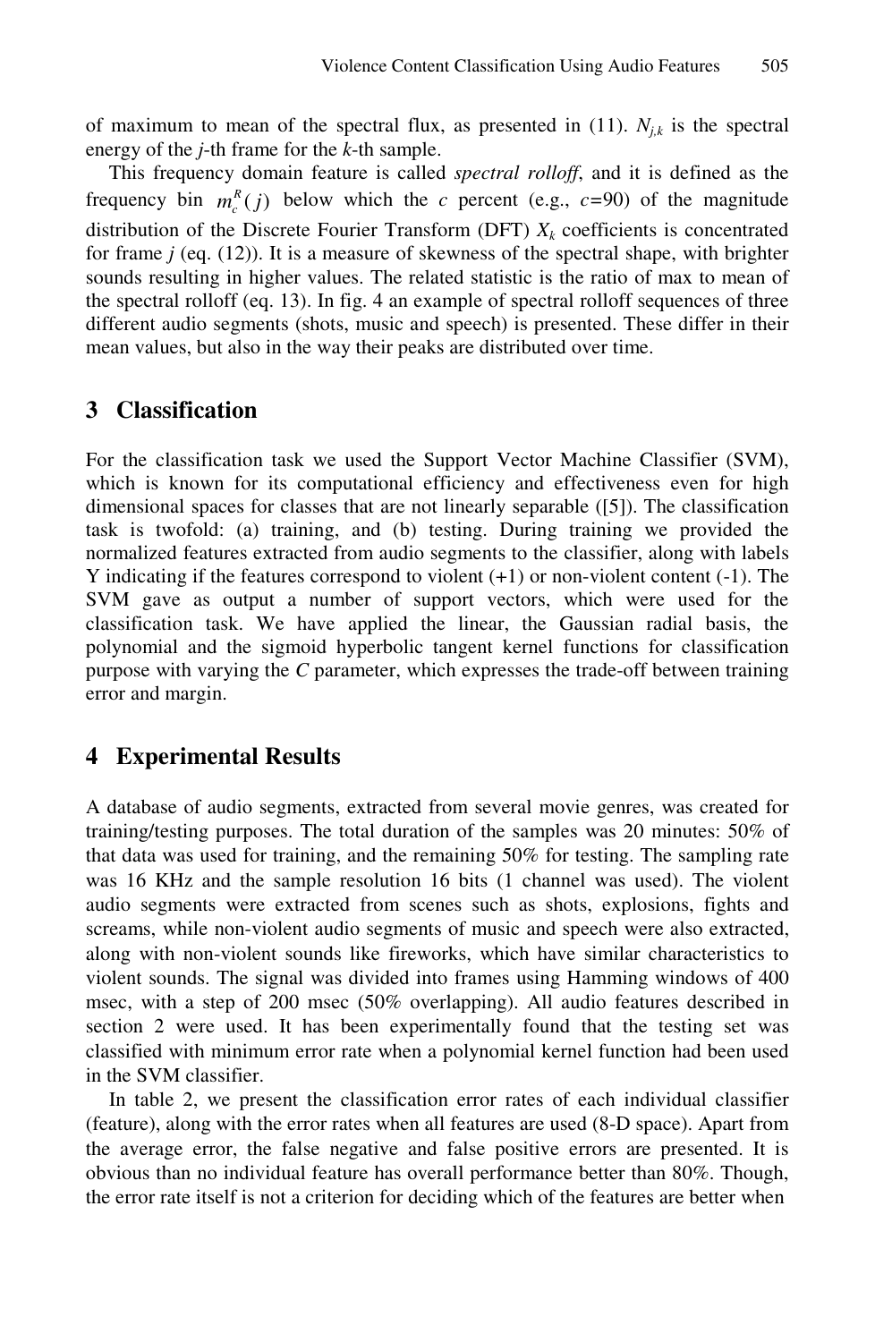of maximum to mean of the spectral flux, as presented in (11). $N_{j,k}$ is the spectral energy of the $j$-th frame for the $k$-th sample.

This frequency domain feature is called *spectral rolloff*, and it is defined as the frequency bin $m_c^R(j)$ below which the $c$ percent (e.g., $c$=90) of the magnitude distribution of the Discrete Fourier Transform (DFT) $X_k$ coefficients is concentrated for frame $j$ (eq. (12)). It is a measure of skewness of the spectral shape, with brighter sounds resulting in higher values. The related statistic is the ratio of max to mean of the spectral rolloff (eq. 13). In fig. 4 an example of spectral rolloff sequences of three different audio segments (shots, music and speech) is presented. These differ in their mean values, but also in the way their peaks are distributed over time.

## 3 Classification

For the classification task we used the Support Vector Machine Classifier (SVM), which is known for its computational efficiency and effectiveness even for high dimensional spaces for classes that are not linearly separable ([5]). The classification task is twofold: (a) training, and (b) testing. During training we provided the normalized features extracted from audio segments to the classifier, along with labels Y indicating if the features correspond to violent (+1) or non-violent content (-1). The SVM gave as output a number of support vectors, which were used for the classification task. We have applied the linear, the Gaussian radial basis, the polynomial and the sigmoid hyperbolic tangent kernel functions for classification purpose with varying the $C$ parameter, which expresses the trade-off between training error and margin.

## 4 Experimental Results

A database of audio segments, extracted from several movie genres, was created for training/testing purposes. The total duration of the samples was 20 minutes: 50% of that data was used for training, and the remaining 50% for testing. The sampling rate was 16 KHz and the sample resolution 16 bits (1 channel was used). The violent audio segments were extracted from scenes such as shots, explosions, fights and screams, while non-violent audio segments of music and speech were also extracted, along with non-violent sounds like fireworks, which have similar characteristics to violent sounds. The signal was divided into frames using Hamming windows of 400 msec, with a step of 200 msec (50% overlapping). All audio features described in section 2 were used. It has been experimentally found that the testing set was classified with minimum error rate when a polynomial kernel function had been used in the SVM classifier.

In table 2, we present the classification error rates of each individual classifier (feature), along with the error rates when all features are used (8-D space). Apart from the average error, the false negative and false positive errors are presented. It is obvious than no individual feature has overall performance better than 80%. Though, the error rate itself is not a criterion for deciding which of the features are better when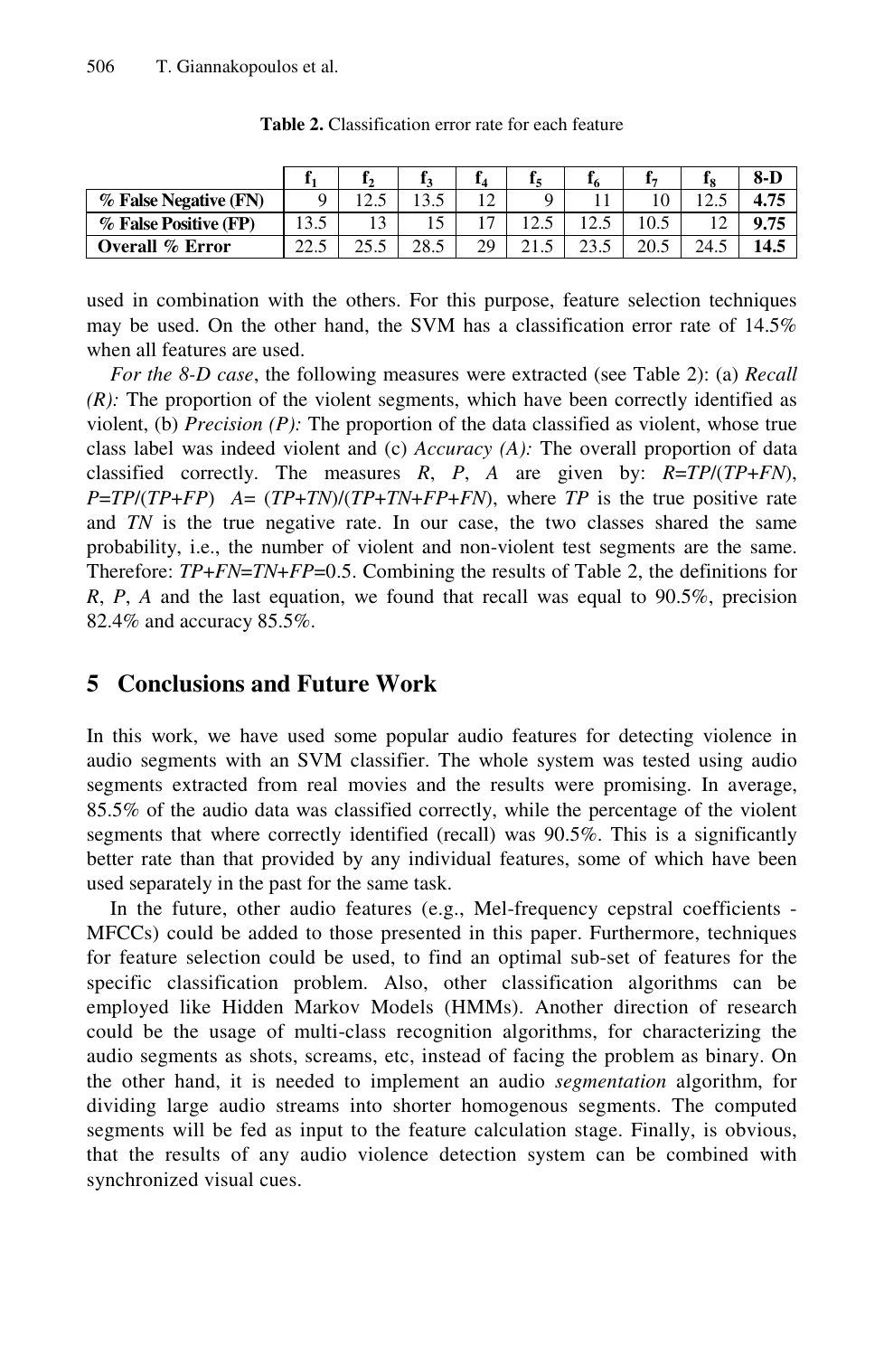**Table 2.** Classification error rate for each feature

| | $f_1$ | $f_2$ | $f_3$ | $f_4$ | $f_5$ | $f_6$ | $f_7$ | $f_8$ | **8-D** |
|---|---|---|---|---|---|---|---|---|---|
| **% False Negative (FN)** | 9 | 12.5 | 13.5 | 12 | 9 | 11 | 10 | 12.5 | **4.75** |
| **% False Positive (FP)** | 13.5 | 13 | 15 | 17 | 12.5 | 12.5 | 10.5 | 12 | **9.75** |
| **Overall % Error** | 22.5 | 25.5 | 28.5 | 29 | 21.5 | 23.5 | 20.5 | 24.5 | **14.5** |

used in combination with the others. For this purpose, feature selection techniques may be used. On the other hand, the SVM has a classification error rate of 14.5% when all features are used.

*For the 8-D case*, the following measures were extracted (see Table 2): (a) *Recall (R):* The proportion of the violent segments, which have been correctly identified as violent, (b) *Precision (P):* The proportion of the data classified as violent, whose true class label was indeed violent and (c) *Accuracy (A):* The overall proportion of data classified correctly. The measures $R$, $P$, $A$ are given by: $R=TP/(TP+FN)$, $P=TP/(TP+FP)$ $A=(TP+TN)/(TP+TN+FP+FN)$, where $TP$ is the true positive rate and $TN$ is the true negative rate. In our case, the two classes shared the same probability, i.e., the number of violent and non-violent test segments are the same. Therefore: $TP+FN=TN+FP=0.5$. Combining the results of Table 2, the definitions for $R$, $P$, $A$ and the last equation, we found that recall was equal to 90.5%, precision 82.4% and accuracy 85.5%.

## 5 Conclusions and Future Work

In this work, we have used some popular audio features for detecting violence in audio segments with an SVM classifier. The whole system was tested using audio segments extracted from real movies and the results were promising. In average, 85.5% of the audio data was classified correctly, while the percentage of the violent segments that where correctly identified (recall) was 90.5%. This is a significantly better rate than that provided by any individual features, some of which have been used separately in the past for the same task.

In the future, other audio features (e.g., Mel-frequency cepstral coefficients - MFCCs) could be added to those presented in this paper. Furthermore, techniques for feature selection could be used, to find an optimal sub-set of features for the specific classification problem. Also, other classification algorithms can be employed like Hidden Markov Models (HMMs). Another direction of research could be the usage of multi-class recognition algorithms, for characterizing the audio segments as shots, screams, etc, instead of facing the problem as binary. On the other hand, it is needed to implement an audio *segmentation* algorithm, for dividing large audio streams into shorter homogenous segments. The computed segments will be fed as input to the feature calculation stage. Finally, is obvious, that the results of any audio violence detection system can be combined with synchronized visual cues.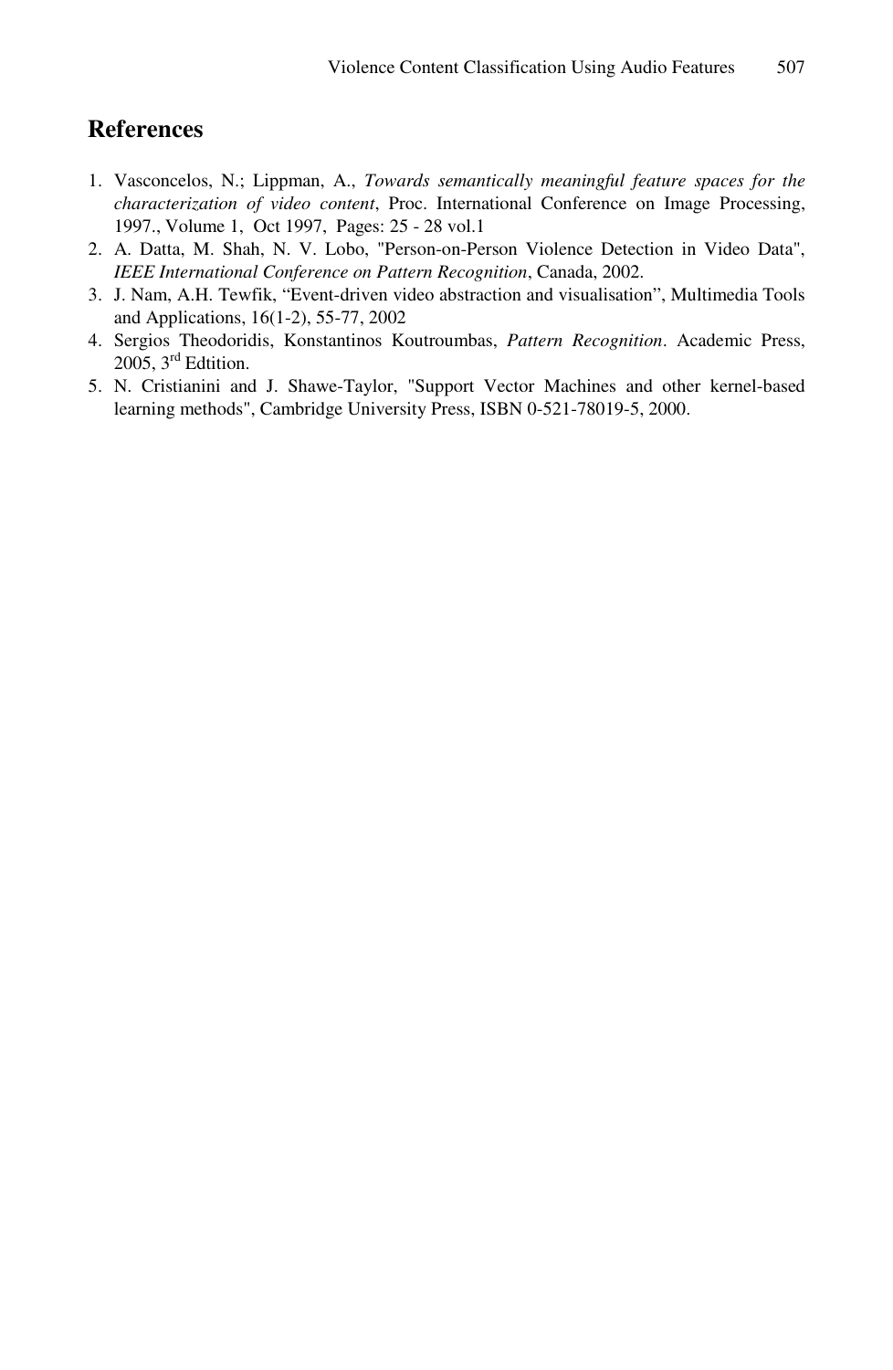## References

1. Vasconcelos, N.; Lippman, A., *Towards semantically meaningful feature spaces for the characterization of video content*, Proc. International Conference on Image Processing, 1997., Volume 1, Oct 1997, Pages: 25 - 28 vol.1
2. A. Datta, M. Shah, N. V. Lobo, "Person-on-Person Violence Detection in Video Data", *IEEE International Conference on Pattern Recognition*, Canada, 2002.
3. J. Nam, A.H. Tewfik, "Event-driven video abstraction and visualisation", Multimedia Tools and Applications, 16(1-2), 55-77, 2002
4. Sergios Theodoridis, Konstantinos Koutroumbas, *Pattern Recognition*. Academic Press, 2005, 3rd Edtition.
5. N. Cristianini and J. Shawe-Taylor, "Support Vector Machines and other kernel-based learning methods", Cambridge University Press, ISBN 0-521-78019-5, 2000.